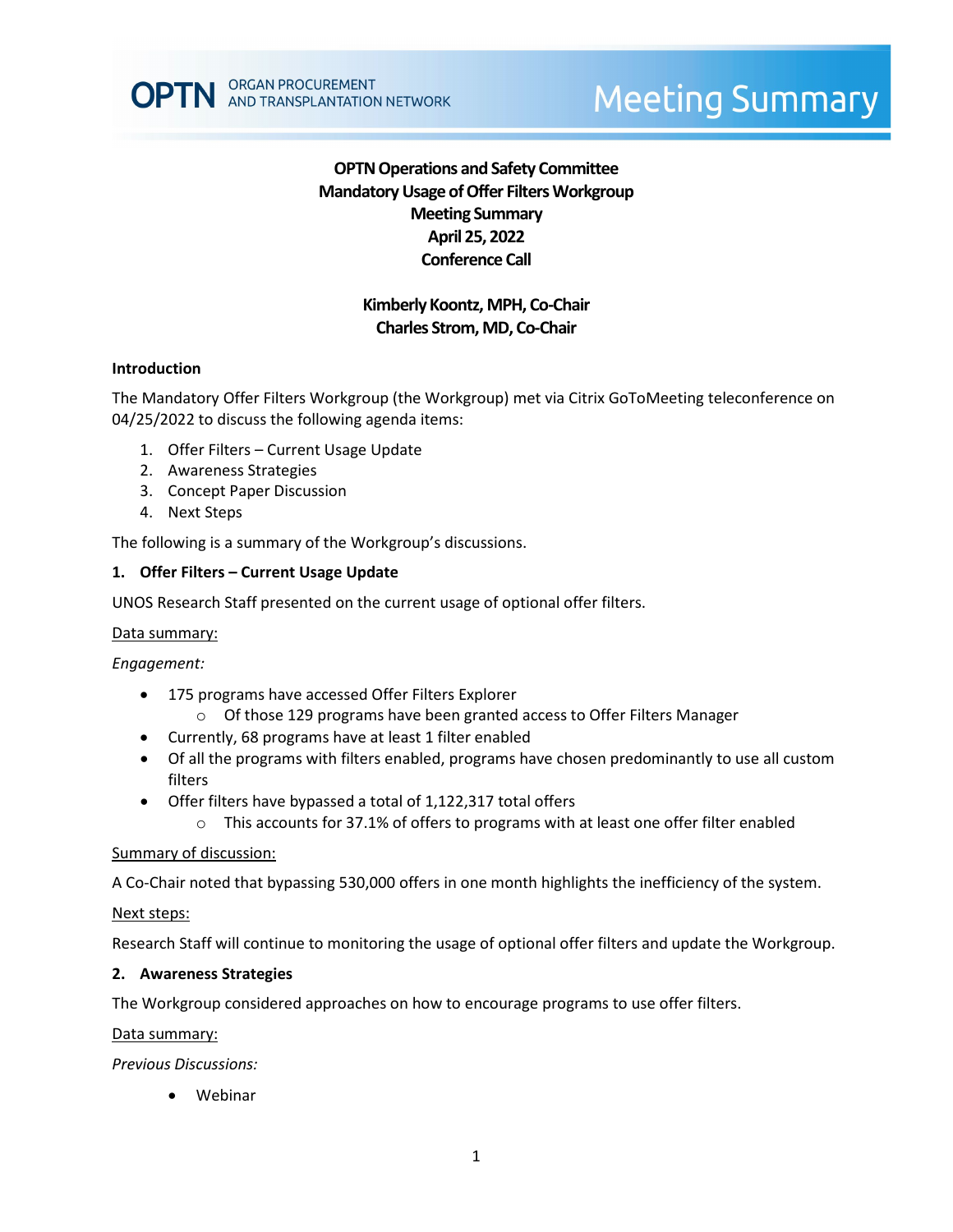# OPTN Operations and Safety Committee
# Mandatory Usage of Offer Filters Workgroup
# Meeting Summary
# April 25, 2022
# Conference Call

**Kimberly Koontz, MPH, Co-Chair**
**Charles Strom, MD, Co-Chair**

## Introduction

The Mandatory Offer Filters Workgroup (the Workgroup) met via Citrix GoToMeeting teleconference on 04/25/2022 to discuss the following agenda items:

1. Offer Filters – Current Usage Update
2. Awareness Strategies
3. Concept Paper Discussion
4. Next Steps

The following is a summary of the Workgroup's discussions.

### 1. Offer Filters – Current Usage Update

UNOS Research Staff presented on the current usage of optional offer filters.

Data summary:

*Engagement:*

- 175 programs have accessed Offer Filters Explorer
  - Of those 129 programs have been granted access to Offer Filters Manager
- Currently, 68 programs have at least 1 filter enabled
- Of all the programs with filters enabled, programs have chosen predominantly to use all custom filters
- Offer filters have bypassed a total of 1,122,317 total offers
  - This accounts for 37.1% of offers to programs with at least one offer filter enabled

Summary of discussion:

A Co-Chair noted that bypassing 530,000 offers in one month highlights the inefficiency of the system.

Next steps:

Research Staff will continue to monitoring the usage of optional offer filters and update the Workgroup.

### 2. Awareness Strategies

The Workgroup considered approaches on how to encourage programs to use offer filters.

Data summary:

*Previous Discussions:*

- Webinar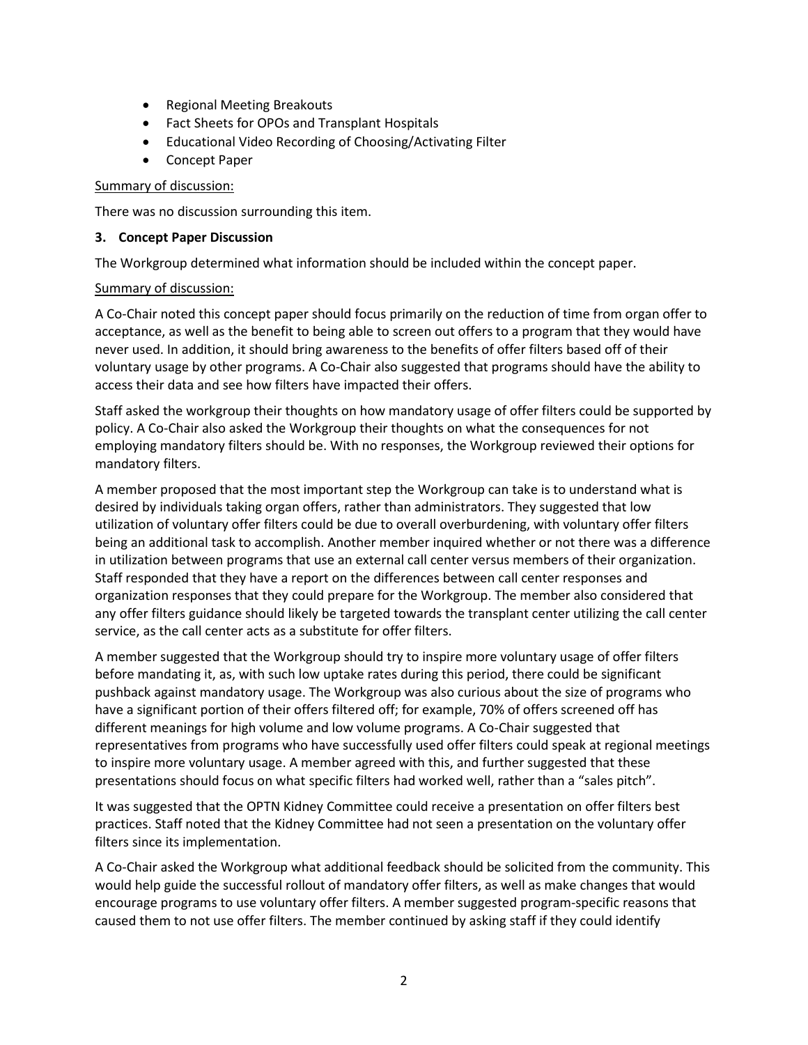- Regional Meeting Breakouts
- Fact Sheets for OPOs and Transplant Hospitals
- Educational Video Recording of Choosing/Activating Filter
- Concept Paper

Summary of discussion:

There was no discussion surrounding this item.

**3. Concept Paper Discussion**

The Workgroup determined what information should be included within the concept paper.

Summary of discussion:

A Co-Chair noted this concept paper should focus primarily on the reduction of time from organ offer to acceptance, as well as the benefit to being able to screen out offers to a program that they would have never used. In addition, it should bring awareness to the benefits of offer filters based off of their voluntary usage by other programs. A Co-Chair also suggested that programs should have the ability to access their data and see how filters have impacted their offers.

Staff asked the workgroup their thoughts on how mandatory usage of offer filters could be supported by policy. A Co-Chair also asked the Workgroup their thoughts on what the consequences for not employing mandatory filters should be. With no responses, the Workgroup reviewed their options for mandatory filters.

A member proposed that the most important step the Workgroup can take is to understand what is desired by individuals taking organ offers, rather than administrators. They suggested that low utilization of voluntary offer filters could be due to overall overburdening, with voluntary offer filters being an additional task to accomplish. Another member inquired whether or not there was a difference in utilization between programs that use an external call center versus members of their organization. Staff responded that they have a report on the differences between call center responses and organization responses that they could prepare for the Workgroup. The member also considered that any offer filters guidance should likely be targeted towards the transplant center utilizing the call center service, as the call center acts as a substitute for offer filters.

A member suggested that the Workgroup should try to inspire more voluntary usage of offer filters before mandating it, as, with such low uptake rates during this period, there could be significant pushback against mandatory usage. The Workgroup was also curious about the size of programs who have a significant portion of their offers filtered off; for example, 70% of offers screened off has different meanings for high volume and low volume programs. A Co-Chair suggested that representatives from programs who have successfully used offer filters could speak at regional meetings to inspire more voluntary usage. A member agreed with this, and further suggested that these presentations should focus on what specific filters had worked well, rather than a "sales pitch".

It was suggested that the OPTN Kidney Committee could receive a presentation on offer filters best practices. Staff noted that the Kidney Committee had not seen a presentation on the voluntary offer filters since its implementation.

A Co-Chair asked the Workgroup what additional feedback should be solicited from the community. This would help guide the successful rollout of mandatory offer filters, as well as make changes that would encourage programs to use voluntary offer filters. A member suggested program-specific reasons that caused them to not use offer filters. The member continued by asking staff if they could identify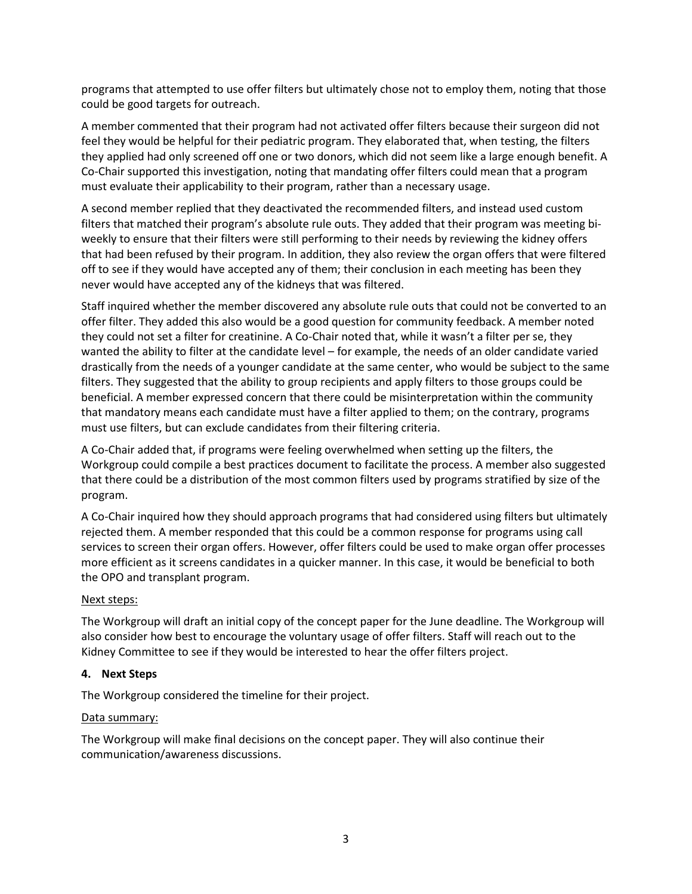programs that attempted to use offer filters but ultimately chose not to employ them, noting that those could be good targets for outreach.

A member commented that their program had not activated offer filters because their surgeon did not feel they would be helpful for their pediatric program. They elaborated that, when testing, the filters they applied had only screened off one or two donors, which did not seem like a large enough benefit. A Co-Chair supported this investigation, noting that mandating offer filters could mean that a program must evaluate their applicability to their program, rather than a necessary usage.

A second member replied that they deactivated the recommended filters, and instead used custom filters that matched their program's absolute rule outs. They added that their program was meeting bi-weekly to ensure that their filters were still performing to their needs by reviewing the kidney offers that had been refused by their program. In addition, they also review the organ offers that were filtered off to see if they would have accepted any of them; their conclusion in each meeting has been they never would have accepted any of the kidneys that was filtered.

Staff inquired whether the member discovered any absolute rule outs that could not be converted to an offer filter. They added this also would be a good question for community feedback. A member noted they could not set a filter for creatinine. A Co-Chair noted that, while it wasn't a filter per se, they wanted the ability to filter at the candidate level – for example, the needs of an older candidate varied drastically from the needs of a younger candidate at the same center, who would be subject to the same filters. They suggested that the ability to group recipients and apply filters to those groups could be beneficial. A member expressed concern that there could be misinterpretation within the community that mandatory means each candidate must have a filter applied to them; on the contrary, programs must use filters, but can exclude candidates from their filtering criteria.

A Co-Chair added that, if programs were feeling overwhelmed when setting up the filters, the Workgroup could compile a best practices document to facilitate the process. A member also suggested that there could be a distribution of the most common filters used by programs stratified by size of the program.

A Co-Chair inquired how they should approach programs that had considered using filters but ultimately rejected them. A member responded that this could be a common response for programs using call services to screen their organ offers. However, offer filters could be used to make organ offer processes more efficient as it screens candidates in a quicker manner. In this case, it would be beneficial to both the OPO and transplant program.

Next steps:

The Workgroup will draft an initial copy of the concept paper for the June deadline. The Workgroup will also consider how best to encourage the voluntary usage of offer filters. Staff will reach out to the Kidney Committee to see if they would be interested to hear the offer filters project.

**4. Next Steps**

The Workgroup considered the timeline for their project.

Data summary:

The Workgroup will make final decisions on the concept paper. They will also continue their communication/awareness discussions.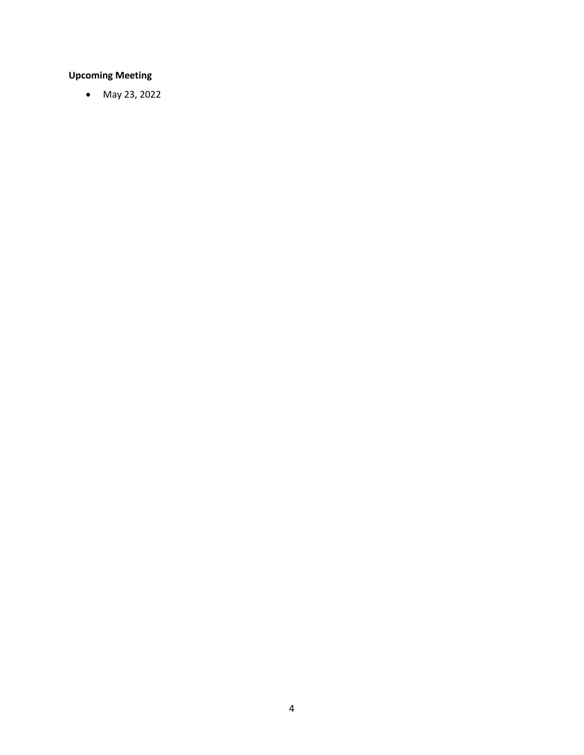**Upcoming Meeting**

- May 23, 2022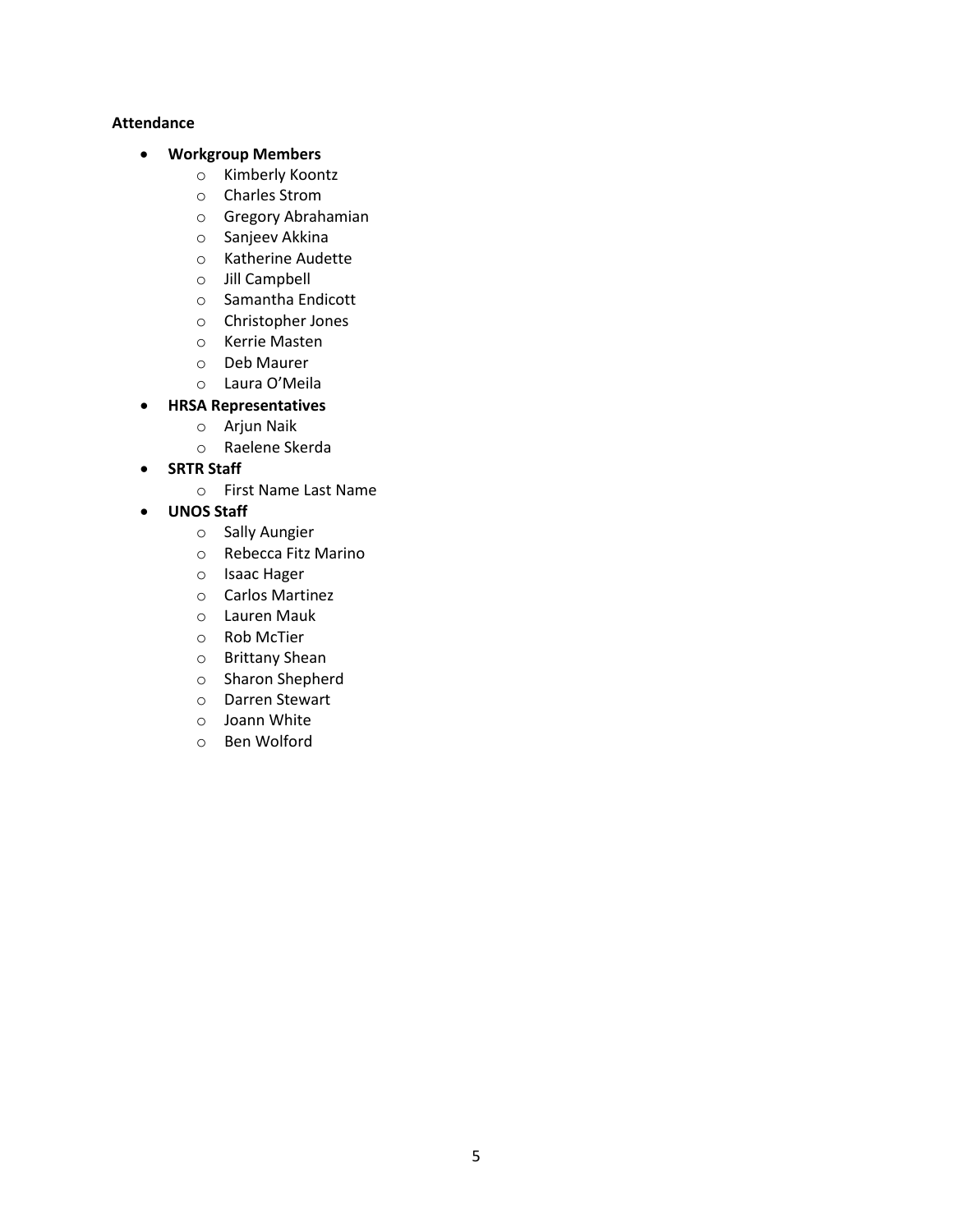**Attendance**

- **Workgroup Members**
    - Kimberly Koontz
    - Charles Strom
    - Gregory Abrahamian
    - Sanjeev Akkina
    - Katherine Audette
    - Jill Campbell
    - Samantha Endicott
    - Christopher Jones
    - Kerrie Masten
    - Deb Maurer
    - Laura O'Meila
- **HRSA Representatives**
    - Arjun Naik
    - Raelene Skerda
- **SRTR Staff**
    - First Name Last Name
- **UNOS Staff**
    - Sally Aungier
    - Rebecca Fitz Marino
    - Isaac Hager
    - Carlos Martinez
    - Lauren Mauk
    - Rob McTier
    - Brittany Shean
    - Sharon Shepherd
    - Darren Stewart
    - Joann White
    - Ben Wolford